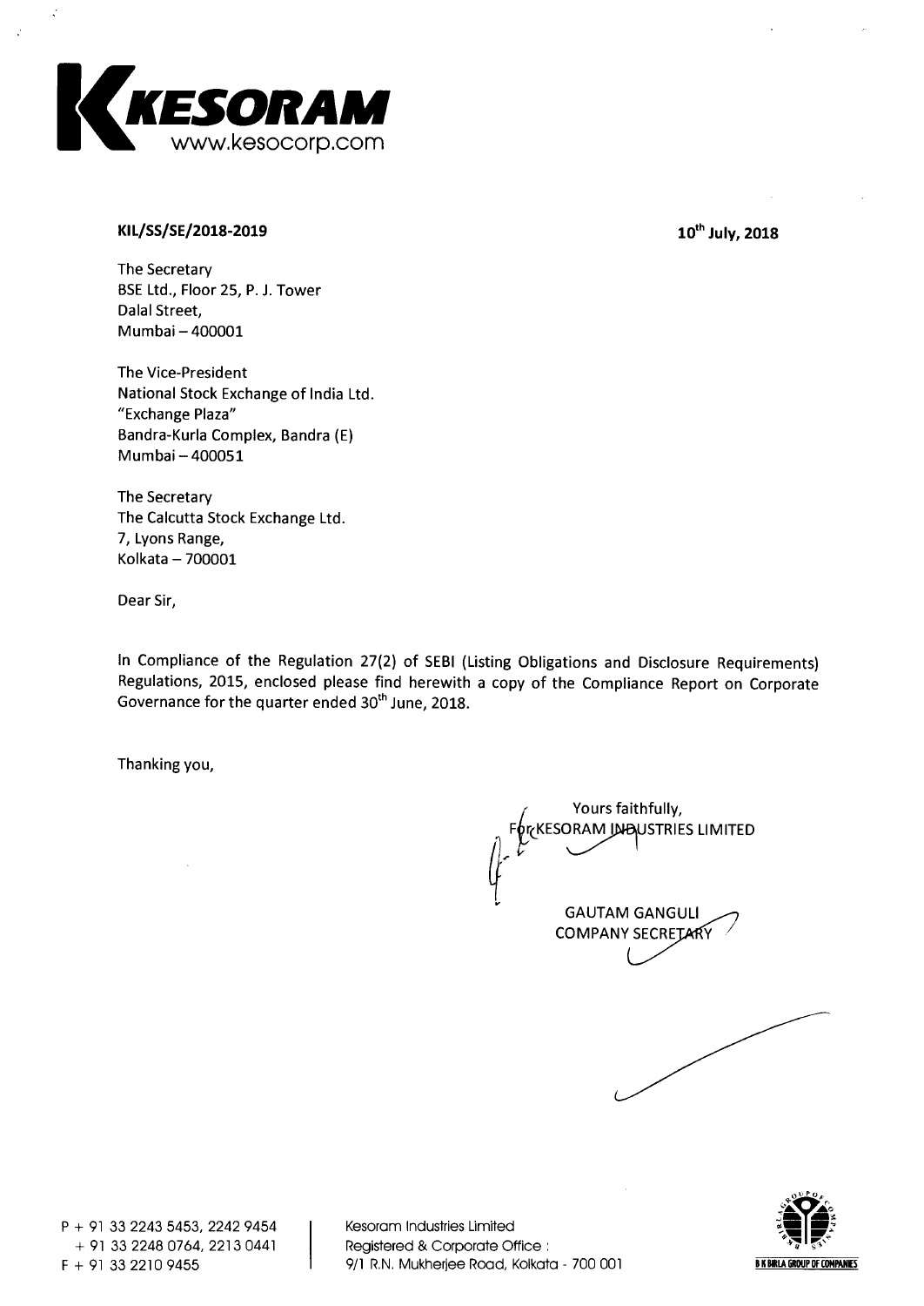KESORAM
www.kesocorp.com

**KIL/SS/SE/2018-2019**

**10th July, 2018**

The Secretary
BSE Ltd., Floor 25, P. J. Tower
Dalal Street,
Mumbai – 400001

The Vice-President
National Stock Exchange of India Ltd.
"Exchange Plaza"
Bandra-Kurla Complex, Bandra (E)
Mumbai – 400051

The Secretary
The Calcutta Stock Exchange Ltd.
7, Lyons Range,
Kolkata – 700001

Dear Sir,

In Compliance of the Regulation 27(2) of SEBI (Listing Obligations and Disclosure Requirements) Regulations, 2015, enclosed please find herewith a copy of the Compliance Report on Corporate Governance for the quarter ended 30th June, 2018.

Thanking you,

Yours faithfully,
For KESORAM INDUSTRIES LIMITED

GAUTAM GANGULI
COMPANY SECRETARY

P + 91 33 2243 5453, 2242 9454
+ 91 33 2248 0764, 2213 0441
F + 91 33 2210 9455

Kesoram Industries Limited
Registered & Corporate Office :
9/1 R.N. Mukherjee Road, Kolkata - 700 001

B K BIRLA GROUP OF COMPANIES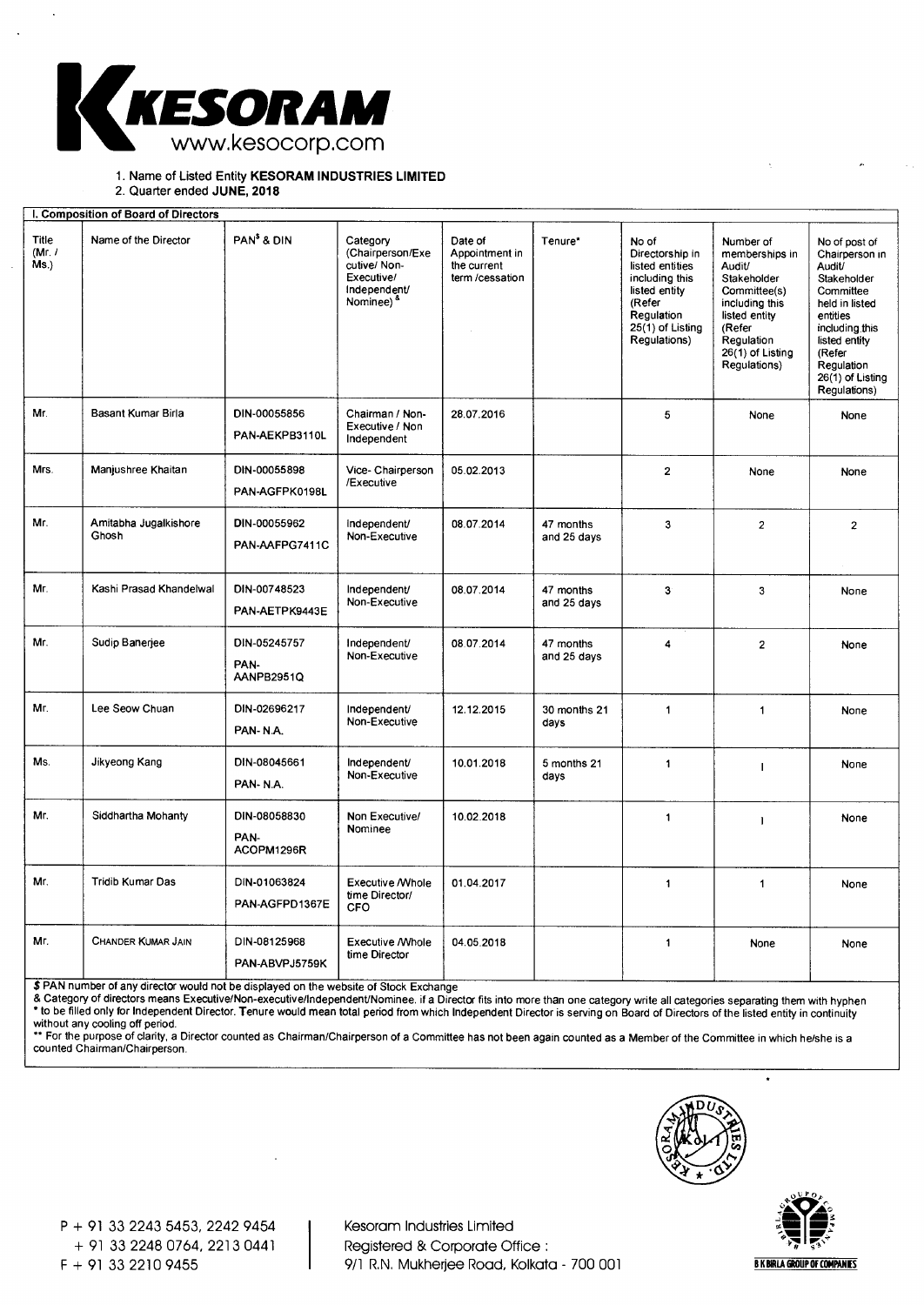KESORAM
www.kesocorp.com

1. Name of Listed Entity **KESORAM INDUSTRIES LIMITED**
2. Quarter ended **JUNE, 2018**

**I. Composition of Board of Directors**

| Title (Mr. / Ms.) | Name of the Director | PAN$ & DIN | Category (Chairperson/Executive/ Non-Executive/ Independent/ Nominee) & | Date of Appointment in the current term /cessation | Tenure* | No of Directorship in listed entities including this listed entity (Refer Regulation 25(1) of Listing Regulations) | Number of memberships in Audit/ Stakeholder Committee(s) including this listed entity (Refer Regulation 26(1) of Listing Regulations) | No of post of Chairperson in Audit/ Stakeholder Committee held in listed entities including this listed entity (Refer Regulation 26(1) of Listing Regulations) |
|---|---|---|---|---|---|---|---|---|
| Mr. | Basant Kumar Birla | DIN-00055856 PAN-AEKPB3110L | Chairman / Non-Executive / Non Independent | 28.07.2016 | | 5 | None | None |
| Mrs. | Manjushree Khaitan | DIN-00055898 PAN-AGFPK0198L | Vice- Chairperson /Executive | 05.02.2013 | | 2 | None | None |
| Mr. | Amitabha Jugalkishore Ghosh | DIN-00055962 PAN-AAFPG7411C | Independent/ Non-Executive | 08.07.2014 | 47 months and 25 days | 3 | 2 | 2 |
| Mr. | Kashi Prasad Khandelwal | DIN-00748523 PAN-AETPK9443E | Independent/ Non-Executive | 08.07.2014 | 47 months and 25 days | 3 | 3 | None |
| Mr. | Sudip Banerjee | DIN-05245757 PAN-AANPB2951Q | Independent/ Non-Executive | 08.07.2014 | 47 months and 25 days | 4 | 2 | None |
| Mr. | Lee Seow Chuan | DIN-02696217 PAN- N.A. | Independent/ Non-Executive | 12.12.2015 | 30 months 21 days | 1 | 1 | None |
| Ms. | Jikyeong Kang | DIN-08045661 PAN- N.A. | Independent/ Non-Executive | 10.01.2018 | 5 months 21 days | 1 | 1 | None |
| Mr. | Siddhartha Mohanty | DIN-08058830 PAN-ACOPM1296R | Non Executive/ Nominee | 10.02.2018 | | 1 | 1 | None |
| Mr. | Tridib Kumar Das | DIN-01063824 PAN-AGFPD1367E | Executive /Whole time Director/ CFO | 01.04.2017 | | 1 | 1 | None |
| Mr. | CHANDER KUMAR JAIN | DIN-08125968 PAN-ABVPJ5759K | Executive /Whole time Director | 04.05.2018 | | 1 | None | None |

$ PAN number of any director would not be displayed on the website of Stock Exchange
& Category of directors means Executive/Non-executive/Independent/Nominee. if a Director fits into more than one category write all categories separating them with hyphen
* to be filled only for Independent Director. Tenure would mean total period from which Independent Director is serving on Board of Directors of the listed entity in continuity without any cooling off period.
** For the purpose of clarity, a Director counted as Chairman/Chairperson of a Committee has not been again counted as a Member of the Committee in which he/she is a counted Chairman/Chairperson.

P + 91 33 2243 5453, 2242 9454
+ 91 33 2248 0764, 2213 0441
F + 91 33 2210 9455

Kesoram Industries Limited
Registered & Corporate Office :
9/1 R.N. Mukherjee Road, Kolkata - 700 001

B K BIRLA GROUP OF COMPANIES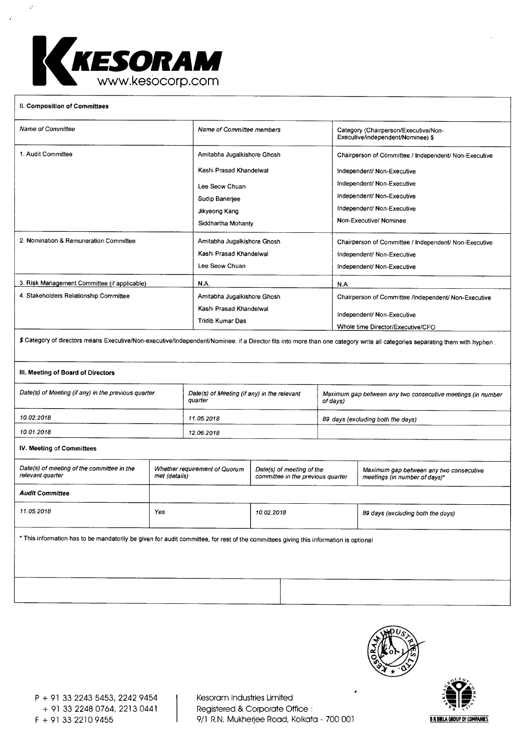**KESORAM**
www.kesocorp.com

### II. Composition of Committees

| Name of Committee | Name of Committee members | Category (Chairperson/Executive/Non-Executive/independent/Nominee) $ |
|---|---|---|
| 1. Audit Committee | Amitabha Jugalkishore Ghosh | Chairperson of Committee / Independent/ Non-Executive |
| | Kashi Prasad Khandelwal | Independent/ Non-Executive |
| | Lee Seow Chuan | Independent/ Non-Executive |
| | Sudip Banerjee | Independent/ Non-Executive |
| | Jikyeong Kang | Independent/ Non-Executive |
| | Siddhartha Mohanty | Non-Executive/ Nominee |
| 2. Nomination & Remuneration Committee | Amitabha Jugalkishore Ghosh | Chairperson of Committee / Independent/ Non-Executive |
| | Kashi Prasad Khandelwal | Independent/ Non-Executive |
| | Lee Seow Chuan | Independent/ Non-Executive |
| 3. Risk Management Committee (if applicable) | N.A. | N.A. |
| 4. Stakeholders Relationship Committee | Amitabha Jugalkishore Ghosh | Chairperson of Committee /Independent/ Non-Executive |
| | Kashi Prasad Khandelwal | Independent/ Non-Executive |
| | Tridib Kumar Das | Whole time Director/Executive/CFO |

$ Category of directors means Executive/Non-executive/Independent/Nominee. if a Director fits into more than one category write all categories separating them with hyphen.

### III. Meeting of Board of Directors

| Date(s) of Meeting (if any) in the previous quarter | Date(s) of Meeting (if any) in the relevant quarter | Maximum gap between any two consecutive meetings (in number of days) |
|---|---|---|
| 10.02.2018 | 11.05.2018 | 89 days (excluding both the days) |
| 10.01.2018 | 12.06.2018 | |

### IV. Meeting of Committees

| Date(s) of meeting of the committee in the relevant quarter | Whether requirement of Quorum met (details) | Date(s) of meeting of the committee in the previous quarter | Maximum gap between any two consecutive meetings (in number of days)* |
|---|---|---|---|
| **Audit Committee** | | | |
| 11.05.2018 | Yes | 10.02.2018 | 89 days (excluding both the days) |

\* This information has to be mandatorily be given for audit committee, for rest of the committees giving this information is optional

P + 91 33 2243 5453, 2242 9454
+ 91 33 2248 0764, 2213 0441
F + 91 33 2210 9455

Kesoram Industries Limited
Registered & Corporate Office :
9/1 R.N. Mukherjee Road, Kolkata - 700 001

B K BIRLA GROUP OF COMPANIES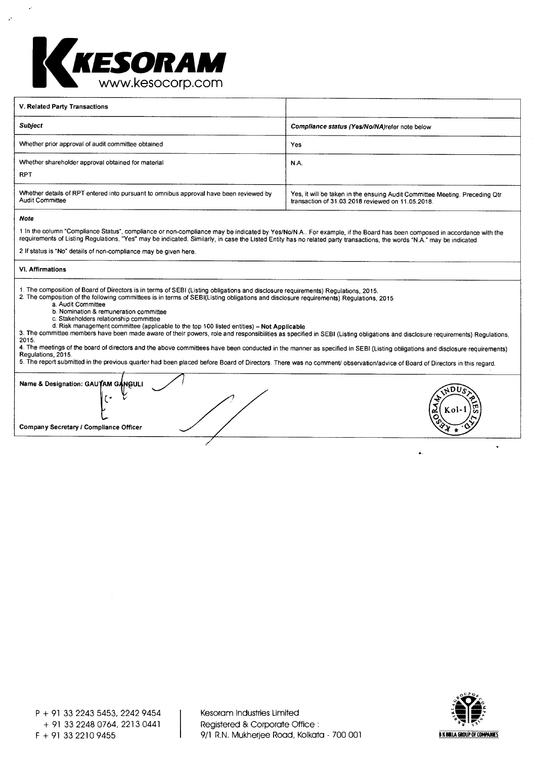# KESORAM
www.kesocorp.com

| V. Related Party Transactions | |
|---|---|
| ***Subject*** | ***Compliance status (Yes/No/NA)*** refer note below |
| Whether prior approval of audit committee obtained | Yes |
| Whether shareholder approval obtained for material RPT | N.A. |
| Whether details of RPT entered into pursuant to omnibus approval have been reviewed by Audit Committee | Yes, it will be taken in the ensuing Audit Committee Meeting. Preceding Qtr transaction of 31.03.2018 reviewed on 11.05.2018. |

***Note***

1 In the column "Compliance Status", compliance or non-compliance may be indicated by Yes/No/N.A.. For example, if the Board has been composed in accordance with the requirements of Listing Regulations, "Yes" may be indicated. Similarly, in case the Listed Entity has no related party transactions, the words "N.A." may be indicated.

2 If status is "No" details of non-compliance may be given here.

**VI. Affirmations**

1. The composition of Board of Directors is in terms of SEBI (Listing obligations and disclosure requirements) Regulations, 2015.
2. The composition of the following committees is in terms of SEBI(Listing obligations and disclosure requirements) Regulations, 2015
   a. Audit Committee
   b. Nomination & remuneration committee
   c. Stakeholders relationship committee
   d. Risk management committee (applicable to the top 100 listed entities) – **Not Applicable**
3. The committee members have been made aware of their powers, role and responsibilities as specified in SEBI (Listing obligations and disclosure requirements) Regulations, 2015.
4. The meetings of the board of directors and the above committees have been conducted in the manner as specified in SEBI (Listing obligations and disclosure requirements) Regulations, 2015.
5. The report submitted in the previous quarter had been placed before Board of Directors. There was no comment/ observation/advice of Board of Directors in this regard.

**Name & Designation: GAUTAM GANGULI**

**Company Secretary / Compliance Officer**

P + 91 33 2243 5453, 2242 9454
+ 91 33 2248 0764, 2213 0441
F + 91 33 2210 9455

Kesoram Industries Limited
Registered & Corporate Office :
9/1 R.N. Mukherjee Road, Kolkata - 700 001

B K BIRLA GROUP OF COMPANIES